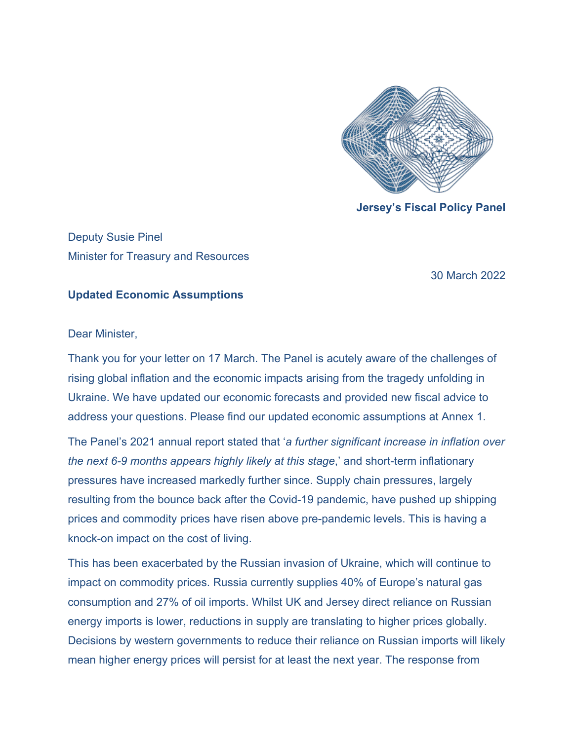**Jersey's Fiscal Policy Panel**

Deputy Susie Pinel
Minister for Treasury and Resources

30 March 2022

**Updated Economic Assumptions**

Dear Minister,

Thank you for your letter on 17 March. The Panel is acutely aware of the challenges of rising global inflation and the economic impacts arising from the tragedy unfolding in Ukraine. We have updated our economic forecasts and provided new fiscal advice to address your questions. Please find our updated economic assumptions at Annex 1.

The Panel's 2021 annual report stated that '*a further significant increase in inflation over the next 6-9 months appears highly likely at this stage*,' and short-term inflationary pressures have increased markedly further since. Supply chain pressures, largely resulting from the bounce back after the Covid-19 pandemic, have pushed up shipping prices and commodity prices have risen above pre-pandemic levels. This is having a knock-on impact on the cost of living.

This has been exacerbated by the Russian invasion of Ukraine, which will continue to impact on commodity prices. Russia currently supplies 40% of Europe's natural gas consumption and 27% of oil imports. Whilst UK and Jersey direct reliance on Russian energy imports is lower, reductions in supply are translating to higher prices globally. Decisions by western governments to reduce their reliance on Russian imports will likely mean higher energy prices will persist for at least the next year. The response from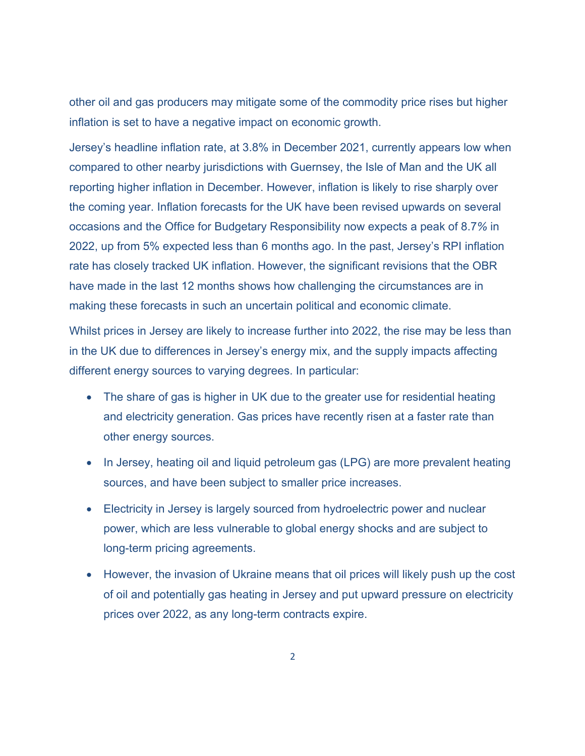other oil and gas producers may mitigate some of the commodity price rises but higher inflation is set to have a negative impact on economic growth.

Jersey's headline inflation rate, at 3.8% in December 2021, currently appears low when compared to other nearby jurisdictions with Guernsey, the Isle of Man and the UK all reporting higher inflation in December. However, inflation is likely to rise sharply over the coming year. Inflation forecasts for the UK have been revised upwards on several occasions and the Office for Budgetary Responsibility now expects a peak of 8.7% in 2022, up from 5% expected less than 6 months ago. In the past, Jersey's RPI inflation rate has closely tracked UK inflation. However, the significant revisions that the OBR have made in the last 12 months shows how challenging the circumstances are in making these forecasts in such an uncertain political and economic climate.

Whilst prices in Jersey are likely to increase further into 2022, the rise may be less than in the UK due to differences in Jersey's energy mix, and the supply impacts affecting different energy sources to varying degrees. In particular:

- The share of gas is higher in UK due to the greater use for residential heating and electricity generation. Gas prices have recently risen at a faster rate than other energy sources.
- In Jersey, heating oil and liquid petroleum gas (LPG) are more prevalent heating sources, and have been subject to smaller price increases.
- Electricity in Jersey is largely sourced from hydroelectric power and nuclear power, which are less vulnerable to global energy shocks and are subject to long-term pricing agreements.
- However, the invasion of Ukraine means that oil prices will likely push up the cost of oil and potentially gas heating in Jersey and put upward pressure on electricity prices over 2022, as any long-term contracts expire.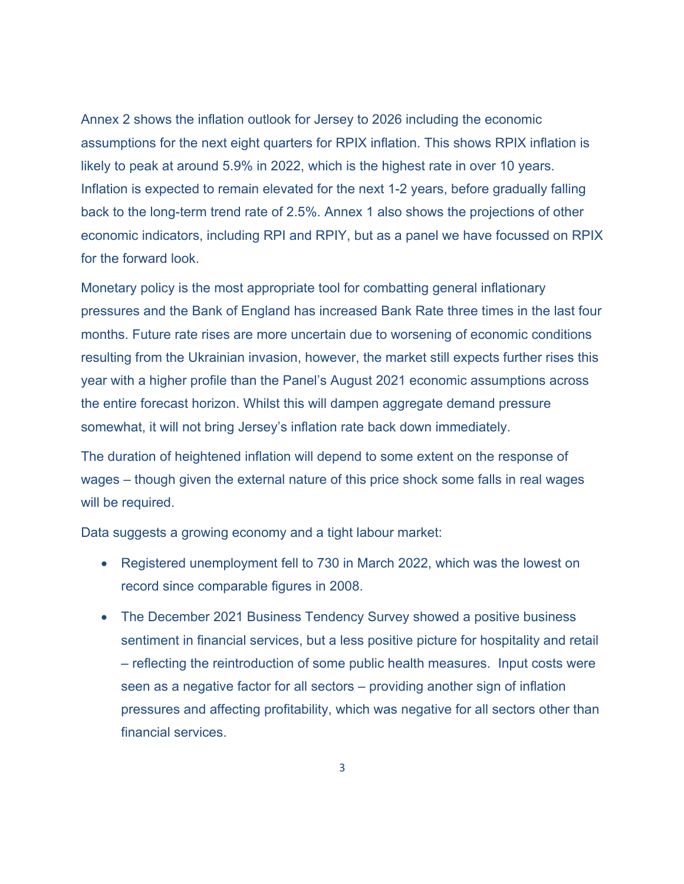Annex 2 shows the inflation outlook for Jersey to 2026 including the economic assumptions for the next eight quarters for RPIX inflation. This shows RPIX inflation is likely to peak at around 5.9% in 2022, which is the highest rate in over 10 years. Inflation is expected to remain elevated for the next 1-2 years, before gradually falling back to the long-term trend rate of 2.5%. Annex 1 also shows the projections of other economic indicators, including RPI and RPIY, but as a panel we have focussed on RPIX for the forward look.

Monetary policy is the most appropriate tool for combatting general inflationary pressures and the Bank of England has increased Bank Rate three times in the last four months. Future rate rises are more uncertain due to worsening of economic conditions resulting from the Ukrainian invasion, however, the market still expects further rises this year with a higher profile than the Panel's August 2021 economic assumptions across the entire forecast horizon. Whilst this will dampen aggregate demand pressure somewhat, it will not bring Jersey's inflation rate back down immediately.

The duration of heightened inflation will depend to some extent on the response of wages – though given the external nature of this price shock some falls in real wages will be required.

Data suggests a growing economy and a tight labour market:

- Registered unemployment fell to 730 in March 2022, which was the lowest on record since comparable figures in 2008.
- The December 2021 Business Tendency Survey showed a positive business sentiment in financial services, but a less positive picture for hospitality and retail – reflecting the reintroduction of some public health measures. Input costs were seen as a negative factor for all sectors – providing another sign of inflation pressures and affecting profitability, which was negative for all sectors other than financial services.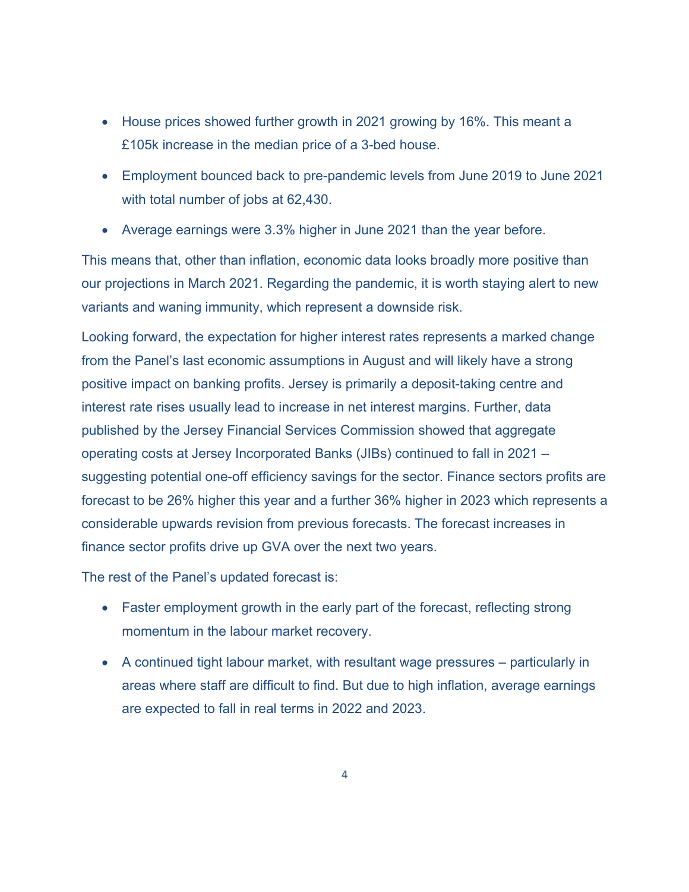- House prices showed further growth in 2021 growing by 16%. This meant a £105k increase in the median price of a 3-bed house.
- Employment bounced back to pre-pandemic levels from June 2019 to June 2021 with total number of jobs at 62,430.
- Average earnings were 3.3% higher in June 2021 than the year before.

This means that, other than inflation, economic data looks broadly more positive than our projections in March 2021. Regarding the pandemic, it is worth staying alert to new variants and waning immunity, which represent a downside risk.

Looking forward, the expectation for higher interest rates represents a marked change from the Panel's last economic assumptions in August and will likely have a strong positive impact on banking profits. Jersey is primarily a deposit-taking centre and interest rate rises usually lead to increase in net interest margins. Further, data published by the Jersey Financial Services Commission showed that aggregate operating costs at Jersey Incorporated Banks (JIBs) continued to fall in 2021 – suggesting potential one-off efficiency savings for the sector. Finance sectors profits are forecast to be 26% higher this year and a further 36% higher in 2023 which represents a considerable upwards revision from previous forecasts. The forecast increases in finance sector profits drive up GVA over the next two years.

The rest of the Panel's updated forecast is:

- Faster employment growth in the early part of the forecast, reflecting strong momentum in the labour market recovery.
- A continued tight labour market, with resultant wage pressures – particularly in areas where staff are difficult to find. But due to high inflation, average earnings are expected to fall in real terms in 2022 and 2023.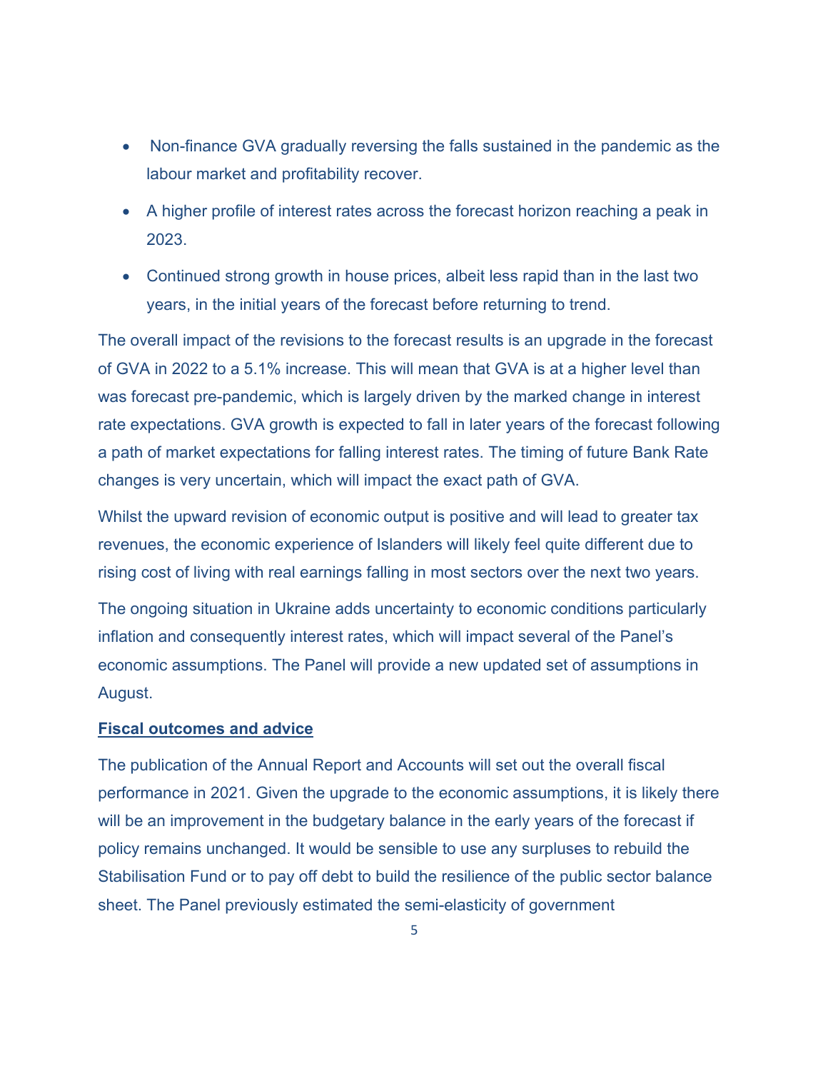- Non-finance GVA gradually reversing the falls sustained in the pandemic as the labour market and profitability recover.
- A higher profile of interest rates across the forecast horizon reaching a peak in 2023.
- Continued strong growth in house prices, albeit less rapid than in the last two years, in the initial years of the forecast before returning to trend.

The overall impact of the revisions to the forecast results is an upgrade in the forecast of GVA in 2022 to a 5.1% increase. This will mean that GVA is at a higher level than was forecast pre-pandemic, which is largely driven by the marked change in interest rate expectations. GVA growth is expected to fall in later years of the forecast following a path of market expectations for falling interest rates. The timing of future Bank Rate changes is very uncertain, which will impact the exact path of GVA.

Whilst the upward revision of economic output is positive and will lead to greater tax revenues, the economic experience of Islanders will likely feel quite different due to rising cost of living with real earnings falling in most sectors over the next two years.

The ongoing situation in Ukraine adds uncertainty to economic conditions particularly inflation and consequently interest rates, which will impact several of the Panel's economic assumptions. The Panel will provide a new updated set of assumptions in August.

## Fiscal outcomes and advice

The publication of the Annual Report and Accounts will set out the overall fiscal performance in 2021. Given the upgrade to the economic assumptions, it is likely there will be an improvement in the budgetary balance in the early years of the forecast if policy remains unchanged. It would be sensible to use any surpluses to rebuild the Stabilisation Fund or to pay off debt to build the resilience of the public sector balance sheet. The Panel previously estimated the semi-elasticity of government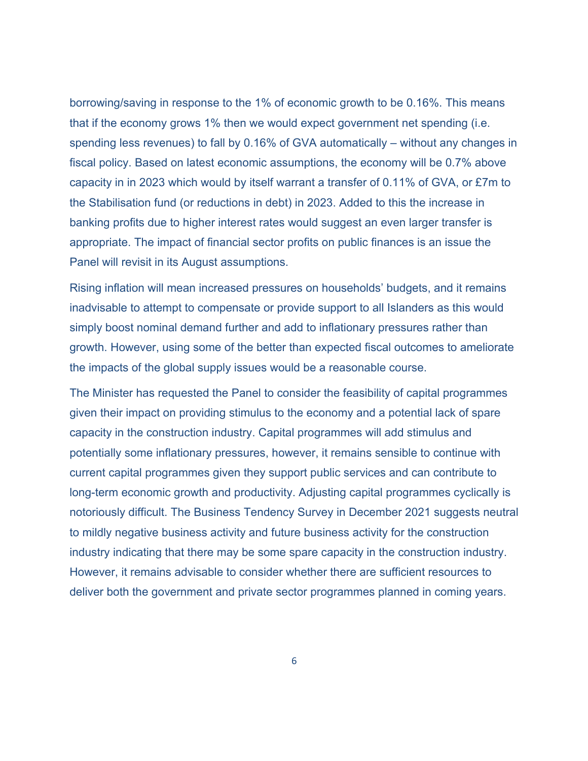borrowing/saving in response to the 1% of economic growth to be 0.16%. This means that if the economy grows 1% then we would expect government net spending (i.e. spending less revenues) to fall by 0.16% of GVA automatically – without any changes in fiscal policy. Based on latest economic assumptions, the economy will be 0.7% above capacity in in 2023 which would by itself warrant a transfer of 0.11% of GVA, or £7m to the Stabilisation fund (or reductions in debt) in 2023. Added to this the increase in banking profits due to higher interest rates would suggest an even larger transfer is appropriate. The impact of financial sector profits on public finances is an issue the Panel will revisit in its August assumptions.

Rising inflation will mean increased pressures on households' budgets, and it remains inadvisable to attempt to compensate or provide support to all Islanders as this would simply boost nominal demand further and add to inflationary pressures rather than growth. However, using some of the better than expected fiscal outcomes to ameliorate the impacts of the global supply issues would be a reasonable course.

The Minister has requested the Panel to consider the feasibility of capital programmes given their impact on providing stimulus to the economy and a potential lack of spare capacity in the construction industry. Capital programmes will add stimulus and potentially some inflationary pressures, however, it remains sensible to continue with current capital programmes given they support public services and can contribute to long-term economic growth and productivity. Adjusting capital programmes cyclically is notoriously difficult. The Business Tendency Survey in December 2021 suggests neutral to mildly negative business activity and future business activity for the construction industry indicating that there may be some spare capacity in the construction industry. However, it remains advisable to consider whether there are sufficient resources to deliver both the government and private sector programmes planned in coming years.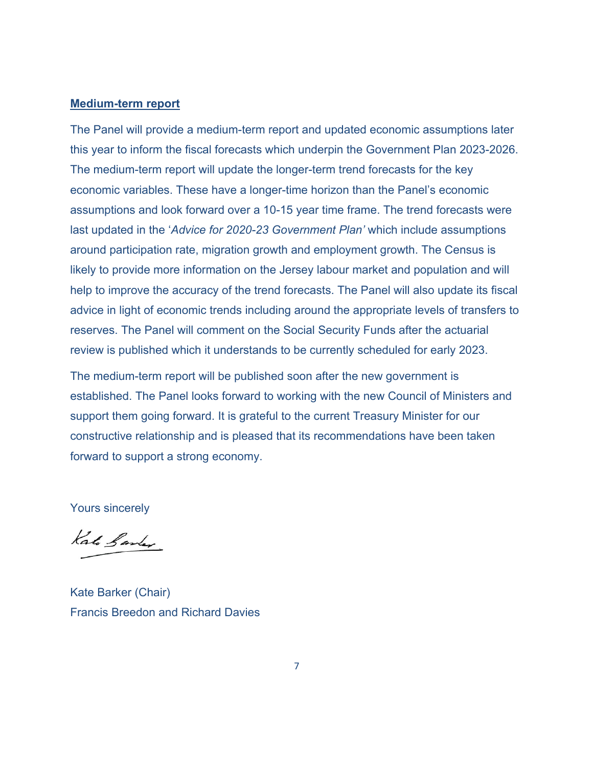**Medium-term report**

The Panel will provide a medium-term report and updated economic assumptions later this year to inform the fiscal forecasts which underpin the Government Plan 2023-2026. The medium-term report will update the longer-term trend forecasts for the key economic variables. These have a longer-time horizon than the Panel's economic assumptions and look forward over a 10-15 year time frame. The trend forecasts were last updated in the '*Advice for 2020-23 Government Plan'* which include assumptions around participation rate, migration growth and employment growth. The Census is likely to provide more information on the Jersey labour market and population and will help to improve the accuracy of the trend forecasts. The Panel will also update its fiscal advice in light of economic trends including around the appropriate levels of transfers to reserves. The Panel will comment on the Social Security Funds after the actuarial review is published which it understands to be currently scheduled for early 2023.

The medium-term report will be published soon after the new government is established. The Panel looks forward to working with the new Council of Ministers and support them going forward. It is grateful to the current Treasury Minister for our constructive relationship and is pleased that its recommendations have been taken forward to support a strong economy.

Yours sincerely

Kate Barker

Kate Barker (Chair)
Francis Breedon and Richard Davies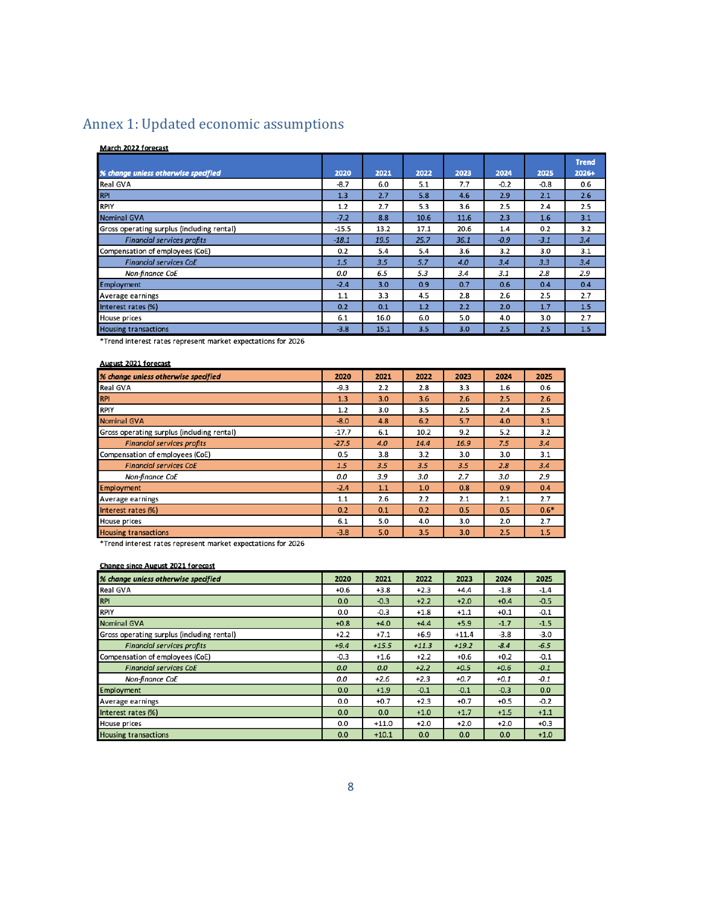# Annex 1: Updated economic assumptions

**March 2022 forecast**

| *% change unless otherwise specified* | 2020 | 2021 | 2022 | 2023 | 2024 | 2025 | Trend 2026+ |
|---|---|---|---|---|---|---|---|
| Real GVA | -8.7 | 6.0 | 5.1 | 7.7 | -0.2 | -0.8 | 0.6 |
| RPI | 1.3 | 2.7 | 5.8 | 4.6 | 2.9 | 2.1 | 2.6 |
| RPIY | 1.2 | 2.7 | 5.3 | 3.6 | 2.5 | 2.4 | 2.5 |
| Nominal GVA | -7.2 | 8.8 | 10.6 | 11.6 | 2.3 | 1.6 | 3.1 |
| Gross operating surplus (including rental) | -15.5 | 13.2 | 17.1 | 20.6 | 1.4 | 0.2 | 3.2 |
| *Financial services profits* | *-18.1* | *19.5* | *25.7* | *36.1* | *-0.9* | *-3.1* | *3.4* |
| Compensation of employees (CoE) | 0.2 | 5.4 | 5.4 | 3.6 | 3.2 | 3.0 | 3.1 |
| *Financial services CoE* | *1.5* | *3.5* | *5.7* | *4.0* | *3.4* | *3.3* | *3.4* |
| *Non-finance CoE* | *0.0* | *6.5* | *5.3* | *3.4* | *3.1* | *2.8* | *2.9* |
| Employment | -2.4 | 3.0 | 0.9 | 0.7 | 0.6 | 0.4 | 0.4 |
| Average earnings | 1.1 | 3.3 | 4.5 | 2.8 | 2.6 | 2.5 | 2.7 |
| Interest rates (%) | 0.2 | 0.1 | 1.2 | 2.2 | 2.0 | 1.7 | 1.5 |
| House prices | 6.1 | 16.0 | 6.0 | 5.0 | 4.0 | 3.0 | 2.7 |
| Housing transactions | -3.8 | 15.1 | 3.5 | 3.0 | 2.5 | 2.5 | 1.5 |

*Trend interest rates represent market expectations for 2026

**August 2021 forecast**

| *% change unless otherwise specified* | 2020 | 2021 | 2022 | 2023 | 2024 | 2025 |
|---|---|---|---|---|---|---|
| Real GVA | -9.3 | 2.2 | 2.8 | 3.3 | 1.6 | 0.6 |
| RPI | 1.3 | 3.0 | 3.6 | 2.6 | 2.5 | 2.6 |
| RPIY | 1.2 | 3.0 | 3.5 | 2.5 | 2.4 | 2.5 |
| Nominal GVA | -8.0 | 4.8 | 6.2 | 5.7 | 4.0 | 3.1 |
| Gross operating surplus (including rental) | -17.7 | 6.1 | 10.2 | 9.2 | 5.2 | 3.2 |
| *Financial services profits* | *-27.5* | *4.0* | *14.4* | *16.9* | *7.5* | *3.4* |
| Compensation of employees (CoE) | 0.5 | 3.8 | 3.2 | 3.0 | 3.0 | 3.1 |
| *Financial services CoE* | *1.5* | *3.5* | *3.5* | *3.5* | *2.8* | *3.4* |
| *Non-finance CoE* | *0.0* | *3.9* | *3.0* | *2.7* | *3.0* | *2.9* |
| Employment | -2.4 | 1.1 | 1.0 | 0.8 | 0.9 | 0.4 |
| Average earnings | 1.1 | 2.6 | 2.2 | 2.1 | 2.1 | 2.7 |
| Interest rates (%) | 0.2 | 0.1 | 0.2 | 0.5 | 0.5 | 0.6* |
| House prices | 6.1 | 5.0 | 4.0 | 3.0 | 2.0 | 2.7 |
| Housing transactions | -3.8 | 5.0 | 3.5 | 3.0 | 2.5 | 1.5 |

*Trend interest rates represent market expectations for 2026

**Change since August 2021 forecast**

| *% change unless otherwise specified* | 2020 | 2021 | 2022 | 2023 | 2024 | 2025 |
|---|---|---|---|---|---|---|
| Real GVA | +0.6 | +3.8 | +2.3 | +4.4 | -1.8 | -1.4 |
| RPI | 0.0 | -0.3 | +2.2 | +2.0 | +0.4 | -0.5 |
| RPIY | 0.0 | -0.3 | +1.8 | +1.1 | +0.1 | -0.1 |
| Nominal GVA | +0.8 | +4.0 | +4.4 | +5.9 | -1.7 | -1.5 |
| Gross operating surplus (including rental) | +2.2 | +7.1 | +6.9 | +11.4 | -3.8 | -3.0 |
| *Financial services profits* | *+9.4* | *+15.5* | *+11.3* | *+19.2* | *-8.4* | *-6.5* |
| Compensation of employees (CoE) | -0.3 | +1.6 | +2.2 | +0.6 | +0.2 | -0.1 |
| *Financial services CoE* | *0.0* | *0.0* | *+2.2* | *+0.5* | *+0.6* | *-0.1* |
| *Non-finance CoE* | *0.0* | *+2.6* | *+2.3* | *+0.7* | *+0.1* | *-0.1* |
| Employment | 0.0 | +1.9 | -0.1 | -0.1 | -0.3 | 0.0 |
| Average earnings | 0.0 | +0.7 | +2.3 | +0.7 | +0.5 | -0.2 |
| Interest rates (%) | 0.0 | 0.0 | +1.0 | +1.7 | +1.5 | +1.1 |
| House prices | 0.0 | +11.0 | +2.0 | +2.0 | +2.0 | +0.3 |
| Housing transactions | 0.0 | +10.1 | 0.0 | 0.0 | 0.0 | +1.0 |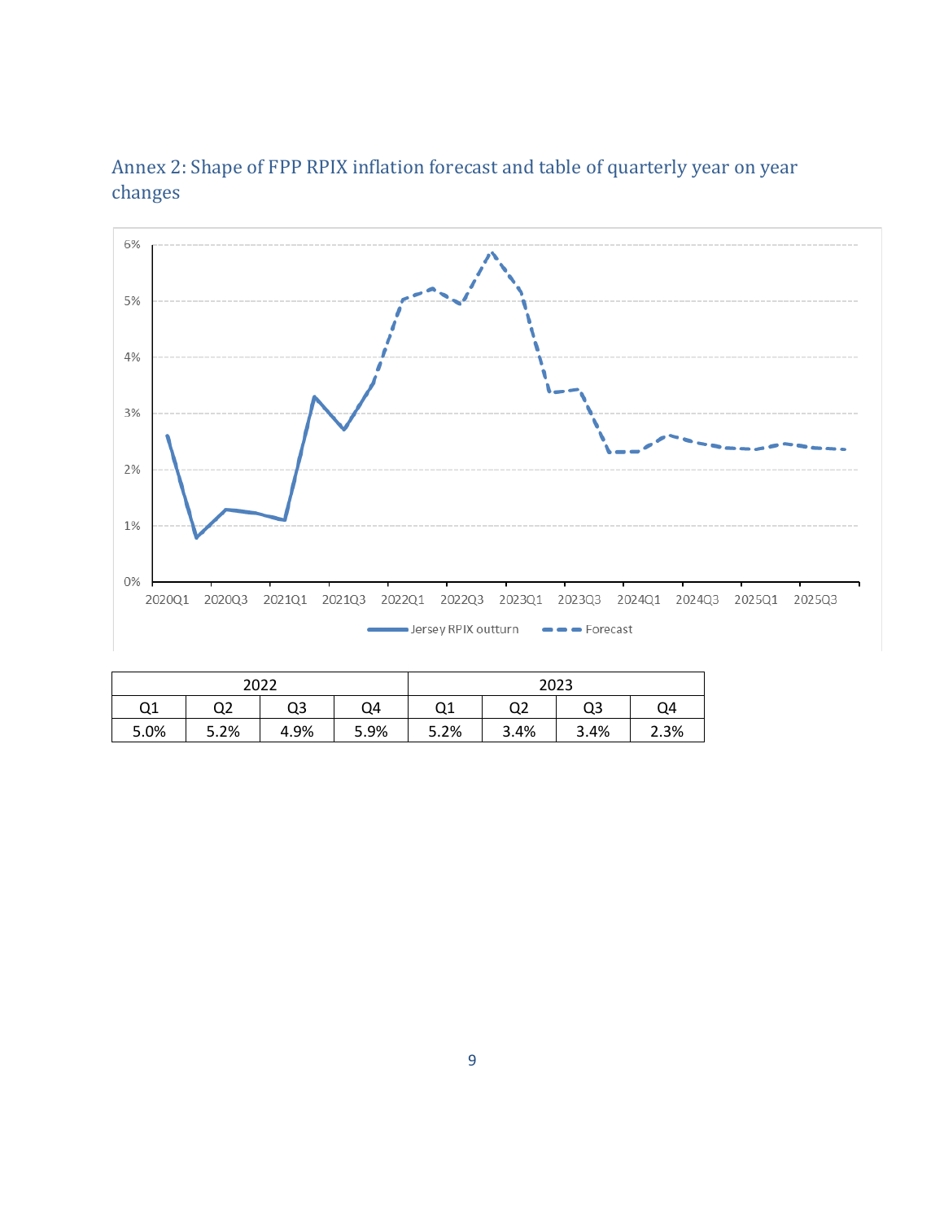## Annex 2: Shape of FPP RPIX inflation forecast and table of quarterly year on year changes

| 2022 | | | | 2023 | | | |
|---|---|---|---|---|---|---|---|
| Q1 | Q2 | Q3 | Q4 | Q1 | Q2 | Q3 | Q4 |
| 5.0% | 5.2% | 4.9% | 5.9% | 5.2% | 3.4% | 3.4% | 2.3% |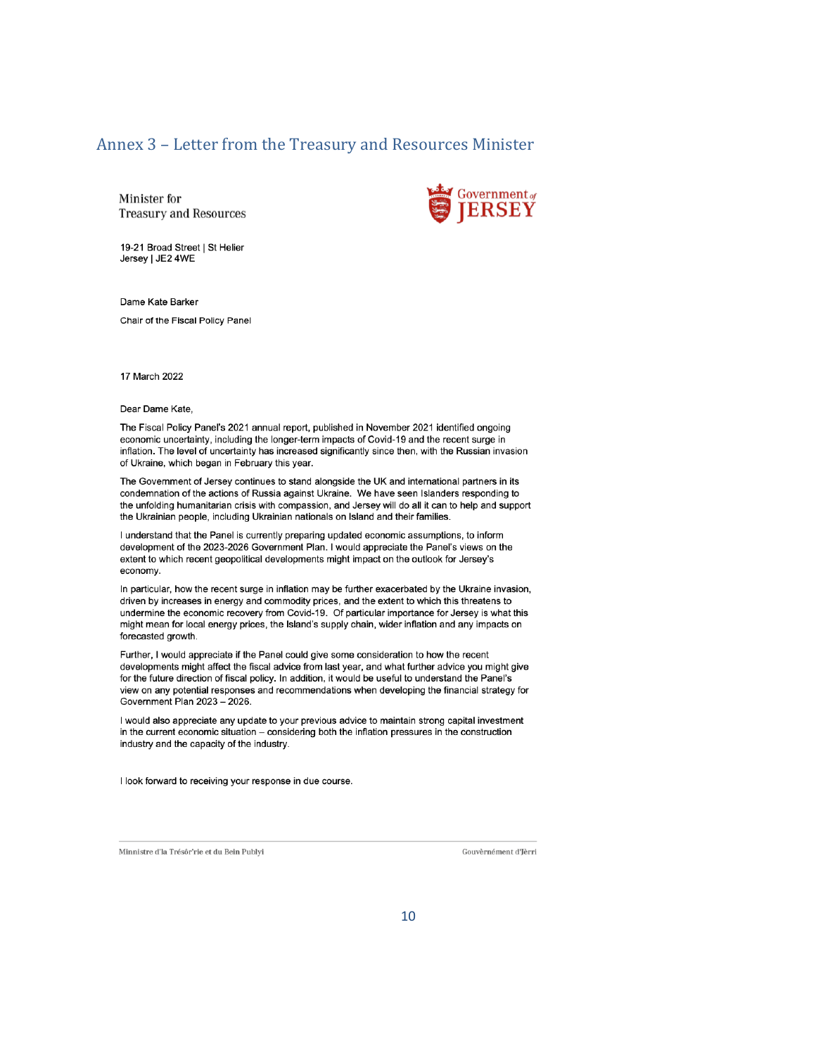## Annex 3 – Letter from the Treasury and Resources Minister

Minister for
Treasury and Resources

Government of JERSEY

19-21 Broad Street | St Helier
Jersey | JE2 4WE

Dame Kate Barker

Chair of the Fiscal Policy Panel

17 March 2022

Dear Dame Kate,

The Fiscal Policy Panel's 2021 annual report, published in November 2021 identified ongoing economic uncertainty, including the longer-term impacts of Covid-19 and the recent surge in inflation. The level of uncertainty has increased significantly since then, with the Russian invasion of Ukraine, which began in February this year.

The Government of Jersey continues to stand alongside the UK and international partners in its condemnation of the actions of Russia against Ukraine. We have seen Islanders responding to the unfolding humanitarian crisis with compassion, and Jersey will do all it can to help and support the Ukrainian people, including Ukrainian nationals on Island and their families.

I understand that the Panel is currently preparing updated economic assumptions, to inform development of the 2023-2026 Government Plan. I would appreciate the Panel's views on the extent to which recent geopolitical developments might impact on the outlook for Jersey's economy.

In particular, how the recent surge in inflation may be further exacerbated by the Ukraine invasion, driven by increases in energy and commodity prices, and the extent to which this threatens to undermine the economic recovery from Covid-19. Of particular importance for Jersey is what this might mean for local energy prices, the Island's supply chain, wider inflation and any impacts on forecasted growth.

Further, I would appreciate if the Panel could give some consideration to how the recent developments might affect the fiscal advice from last year, and what further advice you might give for the future direction of fiscal policy. In addition, it would be useful to understand the Panel's view on any potential responses and recommendations when developing the financial strategy for Government Plan 2023 – 2026.

I would also appreciate any update to your previous advice to maintain strong capital investment in the current economic situation – considering both the inflation pressures in the construction industry and the capacity of the industry.

I look forward to receiving your response in due course.

Minnistre d'la Trésôr'rie et du Bein Publyi

Gouvèrnément d'Jèrri